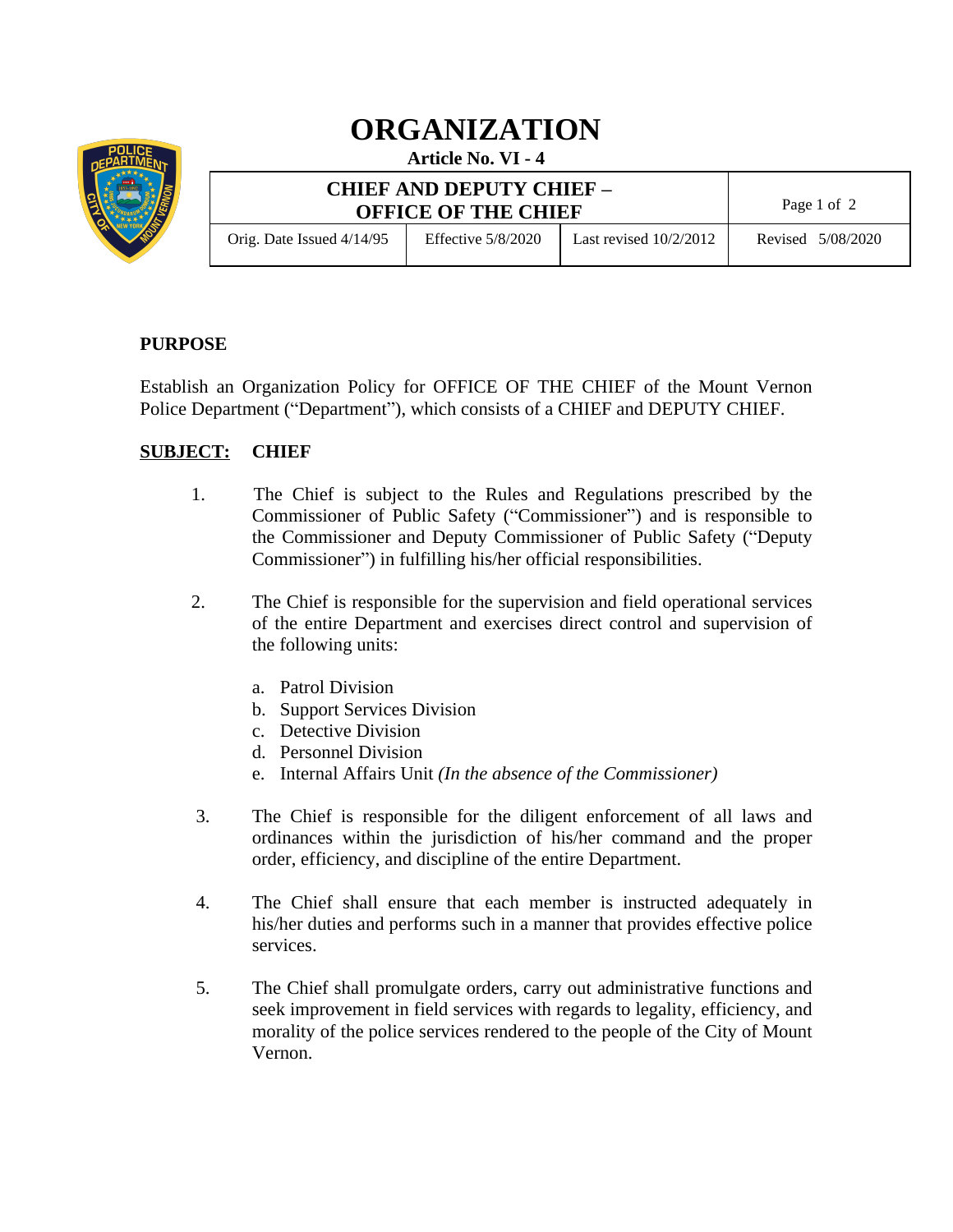# ORGANIZATION

**Article No. VI - 4**

| CHIEF AND DEPUTY CHIEF – OFFICE OF THE CHIEF | | | |
|---|---|---|---|
| Orig. Date Issued 4/14/95 | Effective 5/8/2020 | Last revised 10/2/2012 | Revised 5/08/2020 |

## PURPOSE

Establish an Organization Policy for OFFICE OF THE CHIEF of the Mount Vernon Police Department ("Department"), which consists of a CHIEF and DEPUTY CHIEF.

## <u>SUBJECT:</u> CHIEF

1. The Chief is subject to the Rules and Regulations prescribed by the Commissioner of Public Safety ("Commissioner") and is responsible to the Commissioner and Deputy Commissioner of Public Safety ("Deputy Commissioner") in fulfilling his/her official responsibilities.

2. The Chief is responsible for the supervision and field operational services of the entire Department and exercises direct control and supervision of the following units:

   a. Patrol Division
   b. Support Services Division
   c. Detective Division
   d. Personnel Division
   e. Internal Affairs Unit *(In the absence of the Commissioner)*

3. The Chief is responsible for the diligent enforcement of all laws and ordinances within the jurisdiction of his/her command and the proper order, efficiency, and discipline of the entire Department.

4. The Chief shall ensure that each member is instructed adequately in his/her duties and performs such in a manner that provides effective police services.

5. The Chief shall promulgate orders, carry out administrative functions and seek improvement in field services with regards to legality, efficiency, and morality of the police services rendered to the people of the City of Mount Vernon.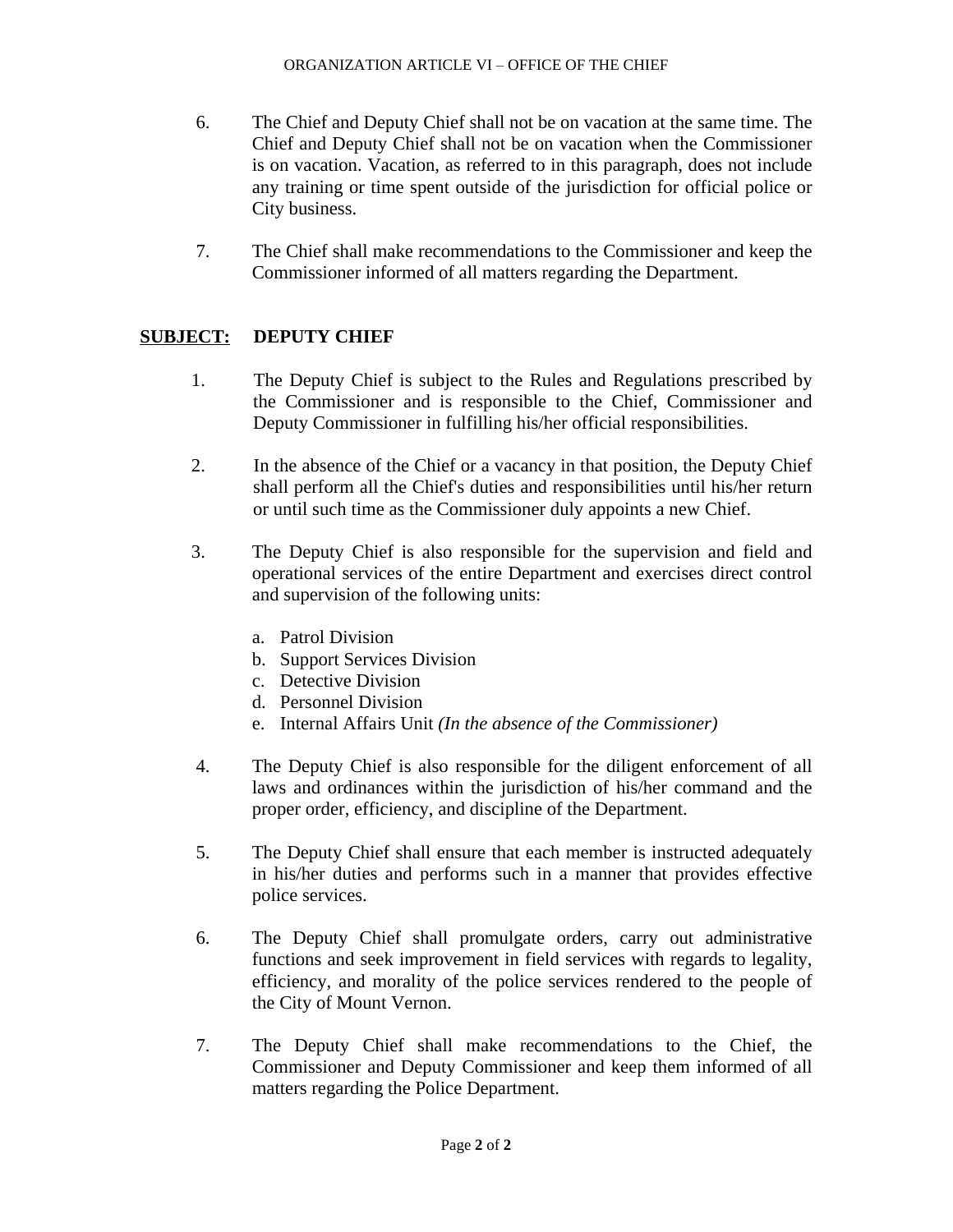6. The Chief and Deputy Chief shall not be on vacation at the same time. The Chief and Deputy Chief shall not be on vacation when the Commissioner is on vacation. Vacation, as referred to in this paragraph, does not include any training or time spent outside of the jurisdiction for official police or City business.

7. The Chief shall make recommendations to the Commissioner and keep the Commissioner informed of all matters regarding the Department.

## **SUBJECT:** DEPUTY CHIEF

1. The Deputy Chief is subject to the Rules and Regulations prescribed by the Commissioner and is responsible to the Chief, Commissioner and Deputy Commissioner in fulfilling his/her official responsibilities.

2. In the absence of the Chief or a vacancy in that position, the Deputy Chief shall perform all the Chief's duties and responsibilities until his/her return or until such time as the Commissioner duly appoints a new Chief.

3. The Deputy Chief is also responsible for the supervision and field and operational services of the entire Department and exercises direct control and supervision of the following units:

   a. Patrol Division
   b. Support Services Division
   c. Detective Division
   d. Personnel Division
   e. Internal Affairs Unit *(In the absence of the Commissioner)*

4. The Deputy Chief is also responsible for the diligent enforcement of all laws and ordinances within the jurisdiction of his/her command and the proper order, efficiency, and discipline of the Department.

5. The Deputy Chief shall ensure that each member is instructed adequately in his/her duties and performs such in a manner that provides effective police services.

6. The Deputy Chief shall promulgate orders, carry out administrative functions and seek improvement in field services with regards to legality, efficiency, and morality of the police services rendered to the people of the City of Mount Vernon.

7. The Deputy Chief shall make recommendations to the Chief, the Commissioner and Deputy Commissioner and keep them informed of all matters regarding the Police Department.